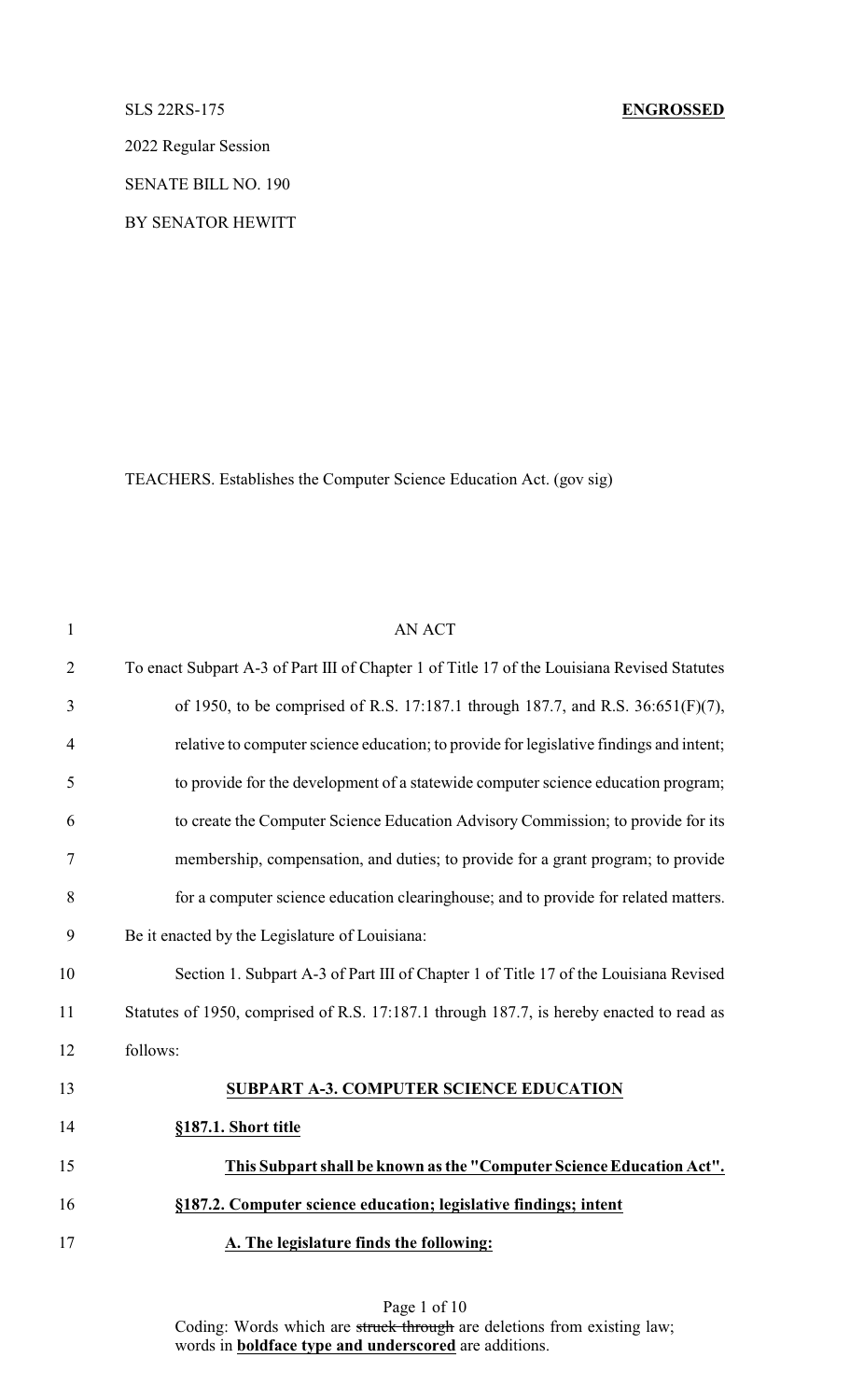SLS 22RS-175 **ENGROSSED**

2022 Regular Session

SENATE BILL NO. 190

BY SENATOR HEWITT

TEACHERS. Establishes the Computer Science Education Act. (gov sig)

AN ACT

To enact Subpart A-3 of Part III of Chapter 1 of Title 17 of the Louisiana Revised Statutes of 1950, to be comprised of R.S. 17:187.1 through 187.7, and R.S. 36:651(F)(7), relative to computer science education; to provide for legislative findings and intent; to provide for the development of a statewide computer science education program; to create the Computer Science Education Advisory Commission; to provide for its membership, compensation, and duties; to provide for a grant program; to provide for a computer science education clearinghouse; and to provide for related matters.

Be it enacted by the Legislature of Louisiana:

Section 1. Subpart A-3 of Part III of Chapter 1 of Title 17 of the Louisiana Revised Statutes of 1950, comprised of R.S. 17:187.1 through 187.7, is hereby enacted to read as follows:

**SUBPART A-3. COMPUTER SCIENCE EDUCATION**

**§187.1. Short title**

**This Subpart shall be known as the "Computer Science Education Act".**

**§187.2. Computer science education; legislative findings; intent**

**A. The legislature finds the following:**

Coding: Words which are ~~struck through~~ are deletions from existing law; words in **boldface type and underscored** are additions.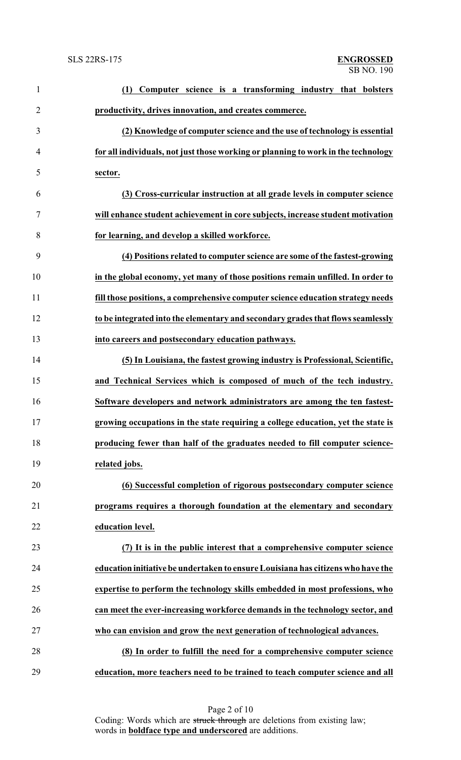**(1) Computer science is a transforming industry that bolsters productivity, drives innovation, and creates commerce.**

**(2) Knowledge of computer science and the use of technology is essential for all individuals, not just those working or planning to work in the technology sector.**

**(3) Cross-curricular instruction at all grade levels in computer science will enhance student achievement in core subjects, increase student motivation for learning, and develop a skilled workforce.**

**(4) Positions related to computer science are some of the fastest-growing in the global economy, yet many of those positions remain unfilled. In order to fill those positions, a comprehensive computer science education strategy needs to be integrated into the elementary and secondary grades that flows seamlessly into careers and postsecondary education pathways.**

**(5) In Louisiana, the fastest growing industry is Professional, Scientific, and Technical Services which is composed of much of the tech industry. Software developers and network administrators are among the ten fastest-growing occupations in the state requiring a college education, yet the state is producing fewer than half of the graduates needed to fill computer science-related jobs.**

**(6) Successful completion of rigorous postsecondary computer science programs requires a thorough foundation at the elementary and secondary education level.**

**(7) It is in the public interest that a comprehensive computer science education initiative be undertaken to ensure Louisiana has citizens who have the expertise to perform the technology skills embedded in most professions, who can meet the ever-increasing workforce demands in the technology sector, and who can envision and grow the next generation of technological advances.**

**(8) In order to fulfill the need for a comprehensive computer science education, more teachers need to be trained to teach computer science and all**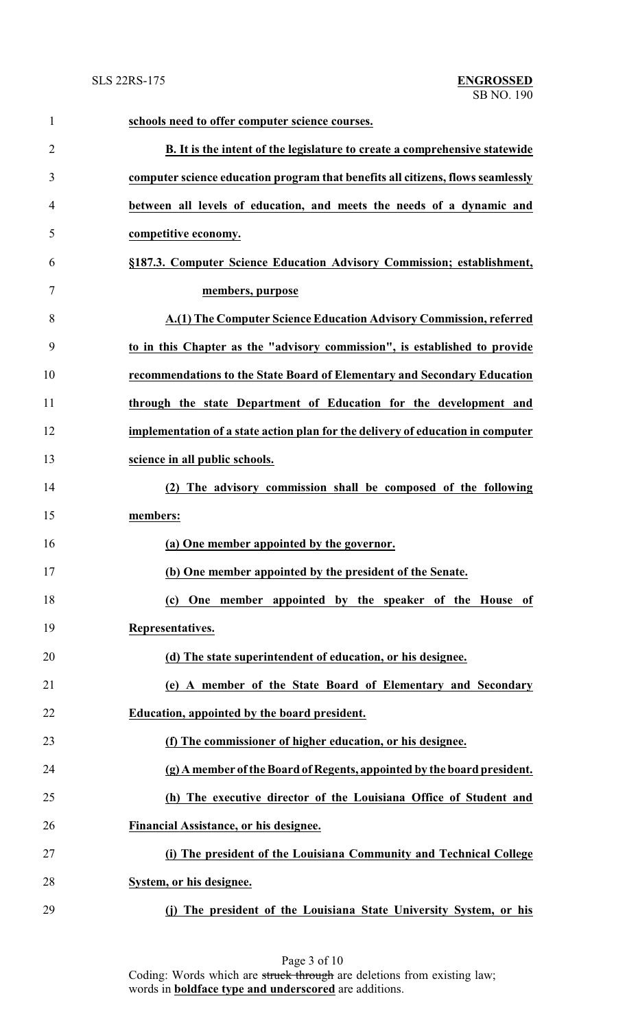**schools need to offer computer science courses.**

**B. It is the intent of the legislature to create a comprehensive statewide computer science education program that benefits all citizens, flows seamlessly between all levels of education, and meets the needs of a dynamic and competitive economy.**

**§187.3. Computer Science Education Advisory Commission; establishment, members, purpose**

**A.(1) The Computer Science Education Advisory Commission, referred to in this Chapter as the "advisory commission", is established to provide recommendations to the State Board of Elementary and Secondary Education through the state Department of Education for the development and implementation of a state action plan for the delivery of education in computer science in all public schools.**

**(2) The advisory commission shall be composed of the following members:**

**(a) One member appointed by the governor.**

**(b) One member appointed by the president of the Senate.**

**(c) One member appointed by the speaker of the House of Representatives.**

**(d) The state superintendent of education, or his designee.**

**(e) A member of the State Board of Elementary and Secondary Education, appointed by the board president.**

**(f) The commissioner of higher education, or his designee.**

**(g) A member of the Board of Regents, appointed by the board president.**

**(h) The executive director of the Louisiana Office of Student and Financial Assistance, or his designee.**

**(i) The president of the Louisiana Community and Technical College System, or his designee.**

**(j) The president of the Louisiana State University System, or his**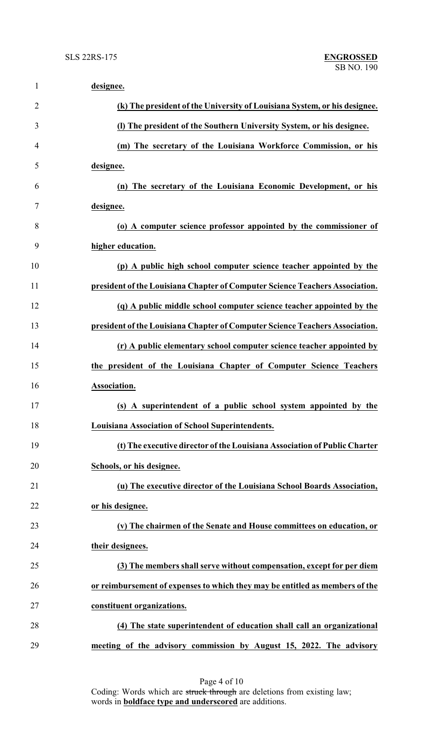**designee.**

**(k) The president of the University of Louisiana System, or his designee.**

**(l) The president of the Southern University System, or his designee.**

**(m) The secretary of the Louisiana Workforce Commission, or his designee.**

**(n) The secretary of the Louisiana Economic Development, or his designee.**

**(o) A computer science professor appointed by the commissioner of higher education.**

**(p) A public high school computer science teacher appointed by the president of the Louisiana Chapter of Computer Science Teachers Association.**

**(q) A public middle school computer science teacher appointed by the president of the Louisiana Chapter of Computer Science Teachers Association.**

**(r) A public elementary school computer science teacher appointed by the president of the Louisiana Chapter of Computer Science Teachers Association.**

**(s) A superintendent of a public school system appointed by the Louisiana Association of School Superintendents.**

**(t) The executive director of the Louisiana Association of Public Charter Schools, or his designee.**

**(u) The executive director of the Louisiana School Boards Association, or his designee.**

**(v) The chairmen of the Senate and House committees on education, or their designees.**

**(3) The members shall serve without compensation, except for per diem or reimbursement of expenses to which they may be entitled as members of the constituent organizations.**

**(4) The state superintendent of education shall call an organizational meeting of the advisory commission by August 15, 2022. The advisory**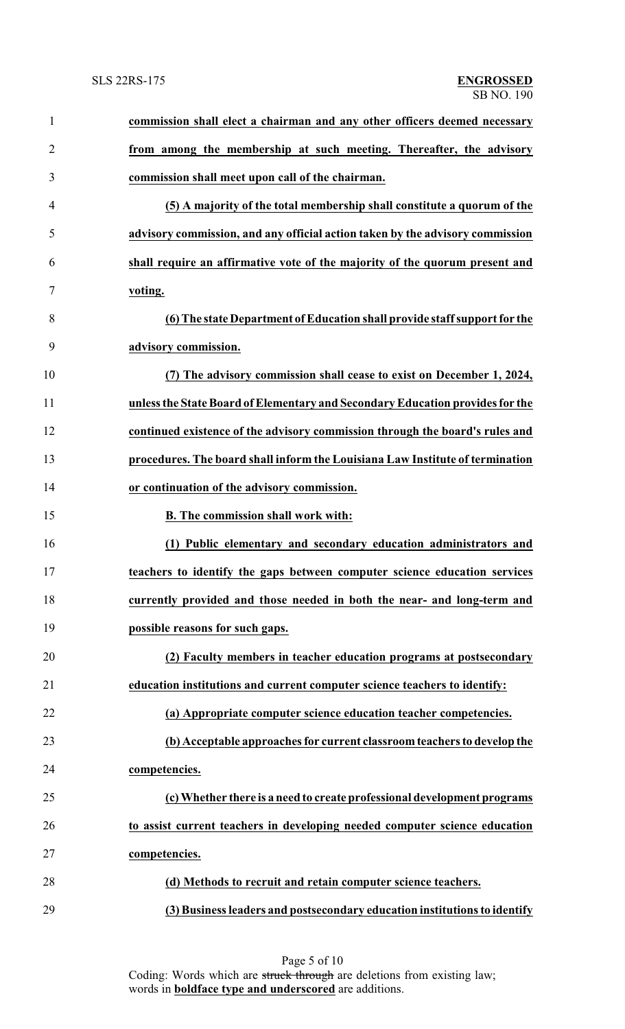**commission shall elect a chairman and any other officers deemed necessary from among the membership at such meeting. Thereafter, the advisory commission shall meet upon call of the chairman.**

**(5) A majority of the total membership shall constitute a quorum of the advisory commission, and any official action taken by the advisory commission shall require an affirmative vote of the majority of the quorum present and voting.**

**(6) The state Department of Education shall provide staff support for the advisory commission.**

**(7) The advisory commission shall cease to exist on December 1, 2024, unless the State Board of Elementary and Secondary Education provides for the continued existence of the advisory commission through the board's rules and procedures. The board shall inform the Louisiana Law Institute of termination or continuation of the advisory commission.**

**B. The commission shall work with:**

**(1) Public elementary and secondary education administrators and teachers to identify the gaps between computer science education services currently provided and those needed in both the near- and long-term and possible reasons for such gaps.**

**(2) Faculty members in teacher education programs at postsecondary education institutions and current computer science teachers to identify:**

**(a) Appropriate computer science education teacher competencies.**

**(b) Acceptable approaches for current classroom teachers to develop the competencies.**

**(c) Whether there is a need to create professional development programs to assist current teachers in developing needed computer science education competencies.**

**(d) Methods to recruit and retain computer science teachers.**

**(3) Business leaders and postsecondary education institutions to identify**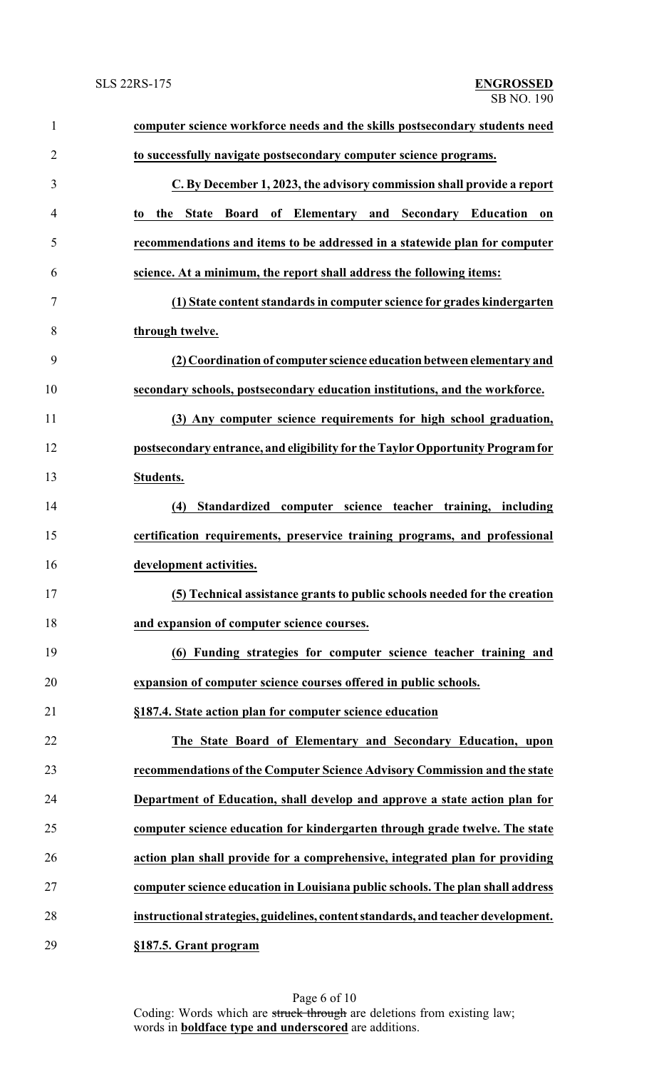**computer science workforce needs and the skills postsecondary students need to successfully navigate postsecondary computer science programs.**

**C. By December 1, 2023, the advisory commission shall provide a report to the State Board of Elementary and Secondary Education on recommendations and items to be addressed in a statewide plan for computer science. At a minimum, the report shall address the following items:**

**(1) State content standards in computer science for grades kindergarten through twelve.**

**(2) Coordination of computer science education between elementary and secondary schools, postsecondary education institutions, and the workforce.**

**(3) Any computer science requirements for high school graduation, postsecondary entrance, and eligibility for the Taylor Opportunity Program for Students.**

**(4) Standardized computer science teacher training, including certification requirements, preservice training programs, and professional development activities.**

**(5) Technical assistance grants to public schools needed for the creation and expansion of computer science courses.**

**(6) Funding strategies for computer science teacher training and expansion of computer science courses offered in public schools.**

**§187.4. State action plan for computer science education**

**The State Board of Elementary and Secondary Education, upon recommendations of the Computer Science Advisory Commission and the state Department of Education, shall develop and approve a state action plan for computer science education for kindergarten through grade twelve. The state action plan shall provide for a comprehensive, integrated plan for providing computer science education in Louisiana public schools. The plan shall address instructional strategies, guidelines, content standards, and teacher development.**

**§187.5. Grant program**

Coding: Words which are ~~struck through~~ are deletions from existing law; words in **boldface type and underscored** are additions.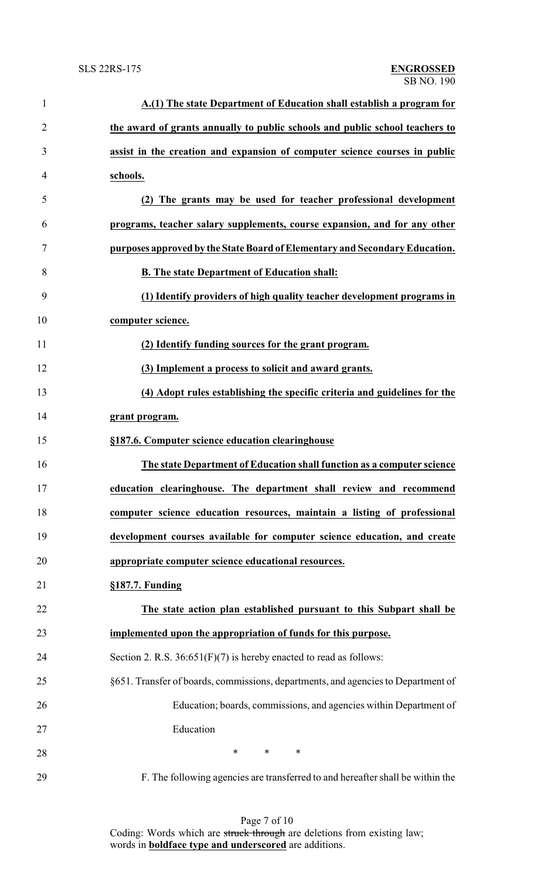**A.(1) The state Department of Education shall establish a program for the award of grants annually to public schools and public school teachers to assist in the creation and expansion of computer science courses in public schools.**

**(2) The grants may be used for teacher professional development programs, teacher salary supplements, course expansion, and for any other purposes approved by the State Board of Elementary and Secondary Education.**

**B. The state Department of Education shall:**

**(1) Identify providers of high quality teacher development programs in computer science.**

**(2) Identify funding sources for the grant program.**

**(3) Implement a process to solicit and award grants.**

**(4) Adopt rules establishing the specific criteria and guidelines for the grant program.**

**§187.6. Computer science education clearinghouse**

**The state Department of Education shall function as a computer science education clearinghouse. The department shall review and recommend computer science education resources, maintain a listing of professional development courses available for computer science education, and create appropriate computer science educational resources.**

**§187.7. Funding**

**The state action plan established pursuant to this Subpart shall be implemented upon the appropriation of funds for this purpose.**

Section 2. R.S. 36:651(F)(7) is hereby enacted to read as follows:

§651. Transfer of boards, commissions, departments, and agencies to Department of Education; boards, commissions, and agencies within Department of Education

\* \* \*

F. The following agencies are transferred to and hereafter shall be within the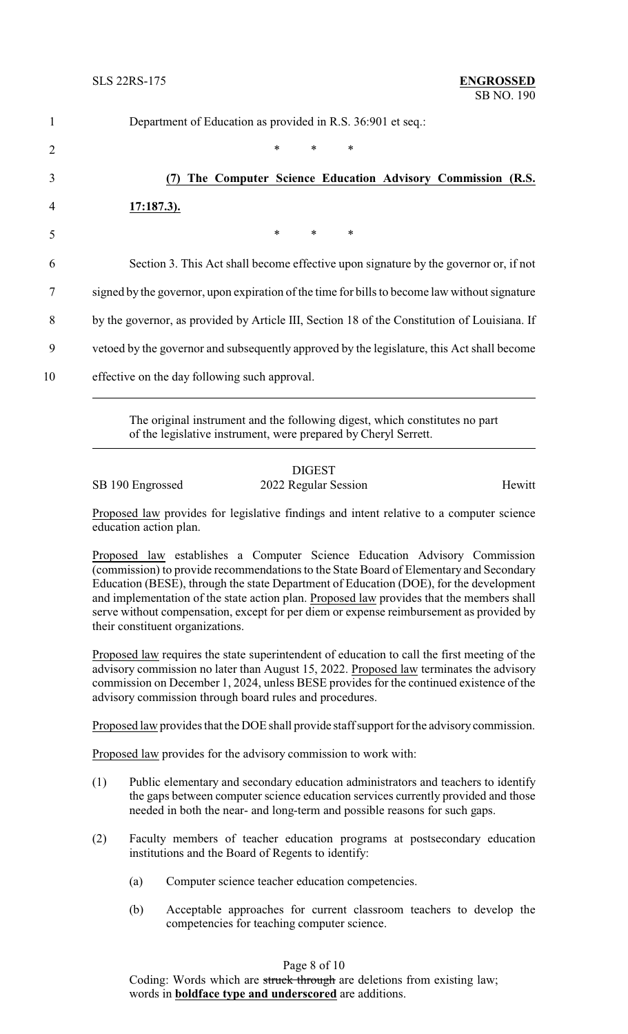Department of Education as provided in R.S. 36:901 et seq.:

\* \* \*

**(7) The Computer Science Education Advisory Commission (R.S. 17:187.3).**

\* \* \*

Section 3. This Act shall become effective upon signature by the governor or, if not signed by the governor, upon expiration of the time for bills to become law without signature by the governor, as provided by Article III, Section 18 of the Constitution of Louisiana. If vetoed by the governor and subsequently approved by the legislature, this Act shall become effective on the day following such approval.

---

The original instrument and the following digest, which constitutes no part of the legislative instrument, were prepared by Cheryl Serrett.

---

DIGEST

SB 190 Engrossed — 2022 Regular Session — Hewitt

Proposed law provides for legislative findings and intent relative to a computer science education action plan.

Proposed law establishes a Computer Science Education Advisory Commission (commission) to provide recommendations to the State Board of Elementary and Secondary Education (BESE), through the state Department of Education (DOE), for the development and implementation of the state action plan. Proposed law provides that the members shall serve without compensation, except for per diem or expense reimbursement as provided by their constituent organizations.

Proposed law requires the state superintendent of education to call the first meeting of the advisory commission no later than August 15, 2022. Proposed law terminates the advisory commission on December 1, 2024, unless BESE provides for the continued existence of the advisory commission through board rules and procedures.

Proposed law provides that the DOE shall provide staff support for the advisory commission.

Proposed law provides for the advisory commission to work with:

(1) Public elementary and secondary education administrators and teachers to identify the gaps between computer science education services currently provided and those needed in both the near- and long-term and possible reasons for such gaps.

(2) Faculty members of teacher education programs at postsecondary education institutions and the Board of Regents to identify:

   (a) Computer science teacher education competencies.

   (b) Acceptable approaches for current classroom teachers to develop the competencies for teaching computer science.

Coding: Words which are ~~struck through~~ are deletions from existing law; words in **boldface type and underscored** are additions.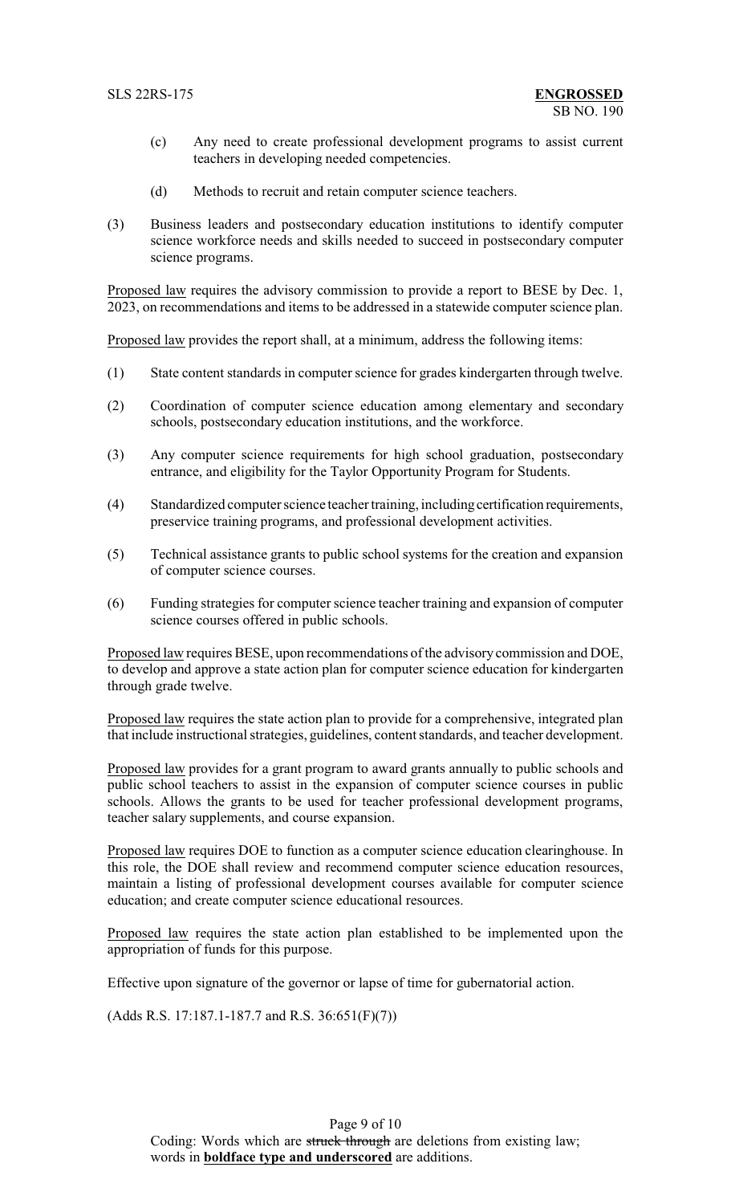(c) Any need to create professional development programs to assist current teachers in developing needed competencies.

(d) Methods to recruit and retain computer science teachers.

(3) Business leaders and postsecondary education institutions to identify computer science workforce needs and skills needed to succeed in postsecondary computer science programs.

Proposed law requires the advisory commission to provide a report to BESE by Dec. 1, 2023, on recommendations and items to be addressed in a statewide computer science plan.

Proposed law provides the report shall, at a minimum, address the following items:

(1) State content standards in computer science for grades kindergarten through twelve.

(2) Coordination of computer science education among elementary and secondary schools, postsecondary education institutions, and the workforce.

(3) Any computer science requirements for high school graduation, postsecondary entrance, and eligibility for the Taylor Opportunity Program for Students.

(4) Standardized computer science teacher training, including certification requirements, preservice training programs, and professional development activities.

(5) Technical assistance grants to public school systems for the creation and expansion of computer science courses.

(6) Funding strategies for computer science teacher training and expansion of computer science courses offered in public schools.

Proposed law requires BESE, upon recommendations of the advisory commission and DOE, to develop and approve a state action plan for computer science education for kindergarten through grade twelve.

Proposed law requires the state action plan to provide for a comprehensive, integrated plan that include instructional strategies, guidelines, content standards, and teacher development.

Proposed law provides for a grant program to award grants annually to public schools and public school teachers to assist in the expansion of computer science courses in public schools. Allows the grants to be used for teacher professional development programs, teacher salary supplements, and course expansion.

Proposed law requires DOE to function as a computer science education clearinghouse. In this role, the DOE shall review and recommend computer science education resources, maintain a listing of professional development courses available for computer science education; and create computer science educational resources.

Proposed law requires the state action plan established to be implemented upon the appropriation of funds for this purpose.

Effective upon signature of the governor or lapse of time for gubernatorial action.

(Adds R.S. 17:187.1-187.7 and R.S. 36:651(F)(7))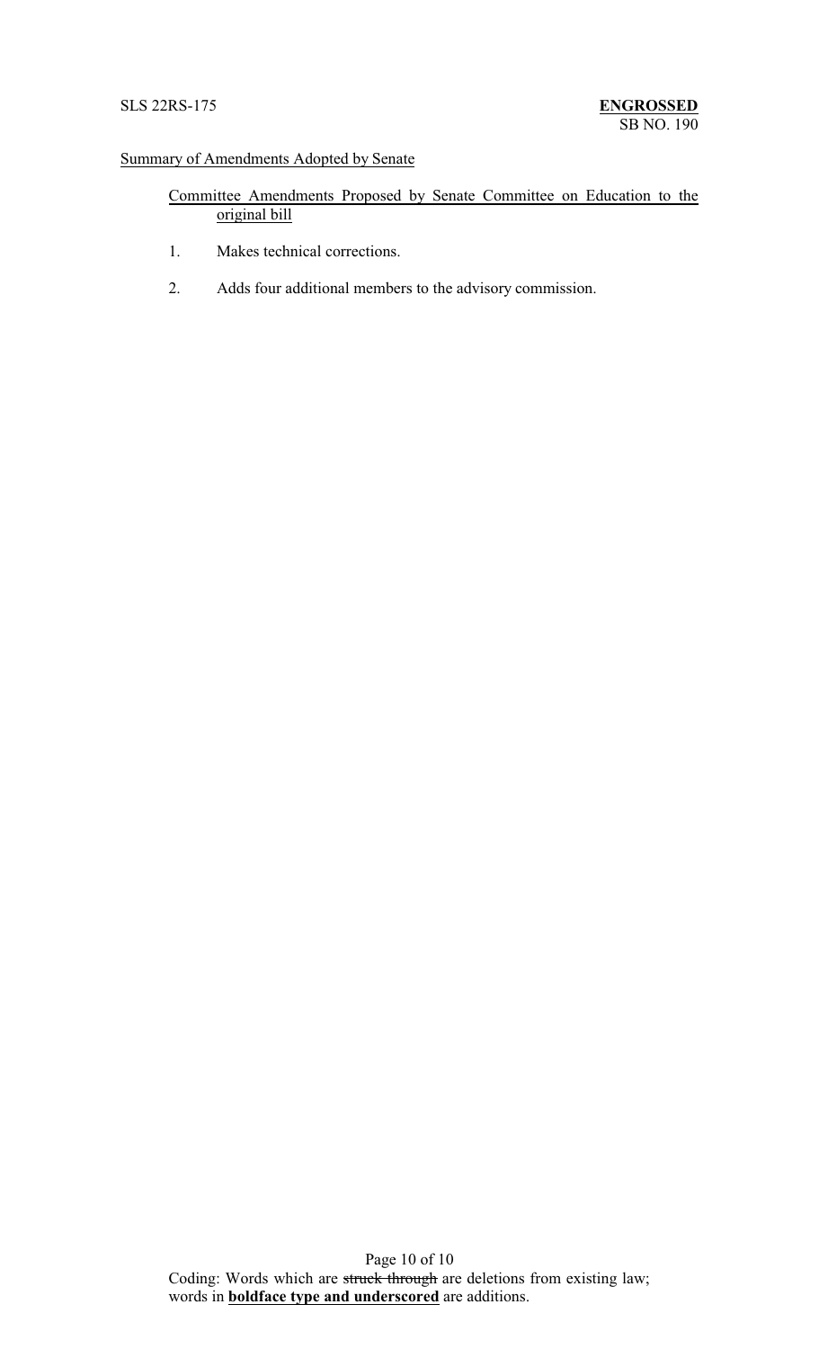Summary of Amendments Adopted by Senate

Committee Amendments Proposed by Senate Committee on Education to the original bill

1. Makes technical corrections.

2. Adds four additional members to the advisory commission.